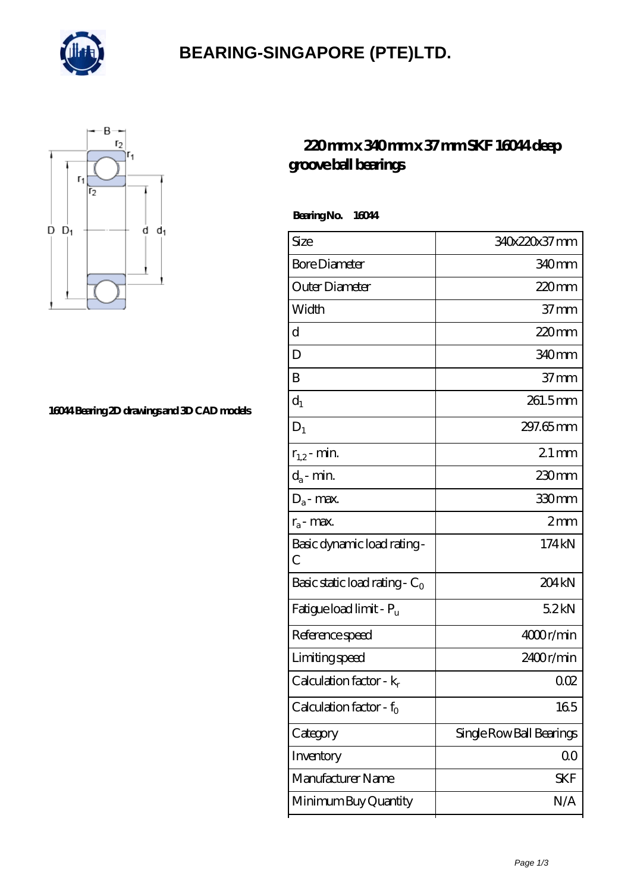# BEARING-SINGAPORE (PTE)LTD.

16044 Bearing 2D drawings and 3D CAD models

## 220 mm x 340 mm x 37 mm SKF 16044 deep groove ball bearings

**Bearing No.** 16044

| | |
|---|---|
| Size | 340x220x37 mm |
| Bore Diameter | 340 mm |
| Outer Diameter | 220 mm |
| Width | 37 mm |
| d | 220 mm |
| D | 340 mm |
| B | 37 mm |
| $d_1$ | 261.5 mm |
| $D_1$ | 297.65 mm |
| $r_{1,2}$ - min. | 2.1 mm |
| $d_a$ - min. | 230 mm |
| $D_a$ - max. | 330 mm |
| $r_a$ - max. | 2 mm |
| Basic dynamic load rating - C | 174 kN |
| Basic static load rating - $C_0$ | 204 kN |
| Fatigue load limit - $P_u$ | 5.2 kN |
| Reference speed | 4000 r/min |
| Limiting speed | 2400 r/min |
| Calculation factor - $k_r$ | 0.02 |
| Calculation factor - $f_0$ | 16.5 |
| Category | Single Row Ball Bearings |
| Inventory | 0.0 |
| Manufacturer Name | SKF |
| Minimum Buy Quantity | N/A |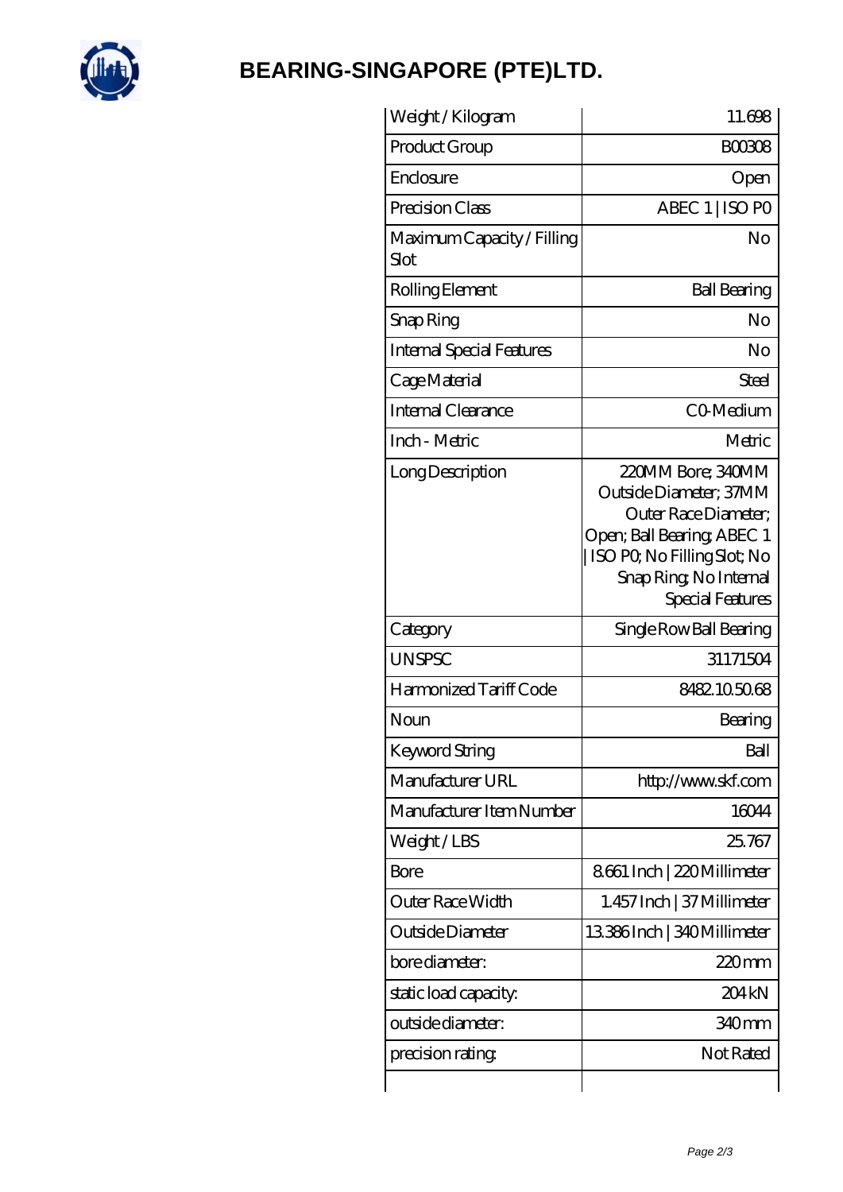# BEARING-SINGAPORE (PTE)LTD.

| | |
|---|---|
| Weight / Kilogram | 11.698 |
| Product Group | B00308 |
| Enclosure | Open |
| Precision Class | ABEC 1 \| ISO P0 |
| Maximum Capacity / Filling Slot | No |
| Rolling Element | Ball Bearing |
| Snap Ring | No |
| Internal Special Features | No |
| Cage Material | Steel |
| Internal Clearance | C0-Medium |
| Inch - Metric | Metric |
| Long Description | 220MM Bore; 340MM Outside Diameter; 37MM Outer Race Diameter; Open; Ball Bearing; ABEC 1 \| ISO P0; No Filling Slot; No Snap Ring; No Internal Special Features |
| Category | Single Row Ball Bearing |
| UNSPSC | 31171504 |
| Harmonized Tariff Code | 8482.10.50.68 |
| Noun | Bearing |
| Keyword String | Ball |
| Manufacturer URL | http://www.skf.com |
| Manufacturer Item Number | 16044 |
| Weight / LBS | 25.767 |
| Bore | 8.661 Inch \| 220 Millimeter |
| Outer Race Width | 1.457 Inch \| 37 Millimeter |
| Outside Diameter | 13.386 Inch \| 340 Millimeter |
| bore diameter: | 220 mm |
| static load capacity: | 204 kN |
| outside diameter: | 340 mm |
| precision rating: | Not Rated |
| | |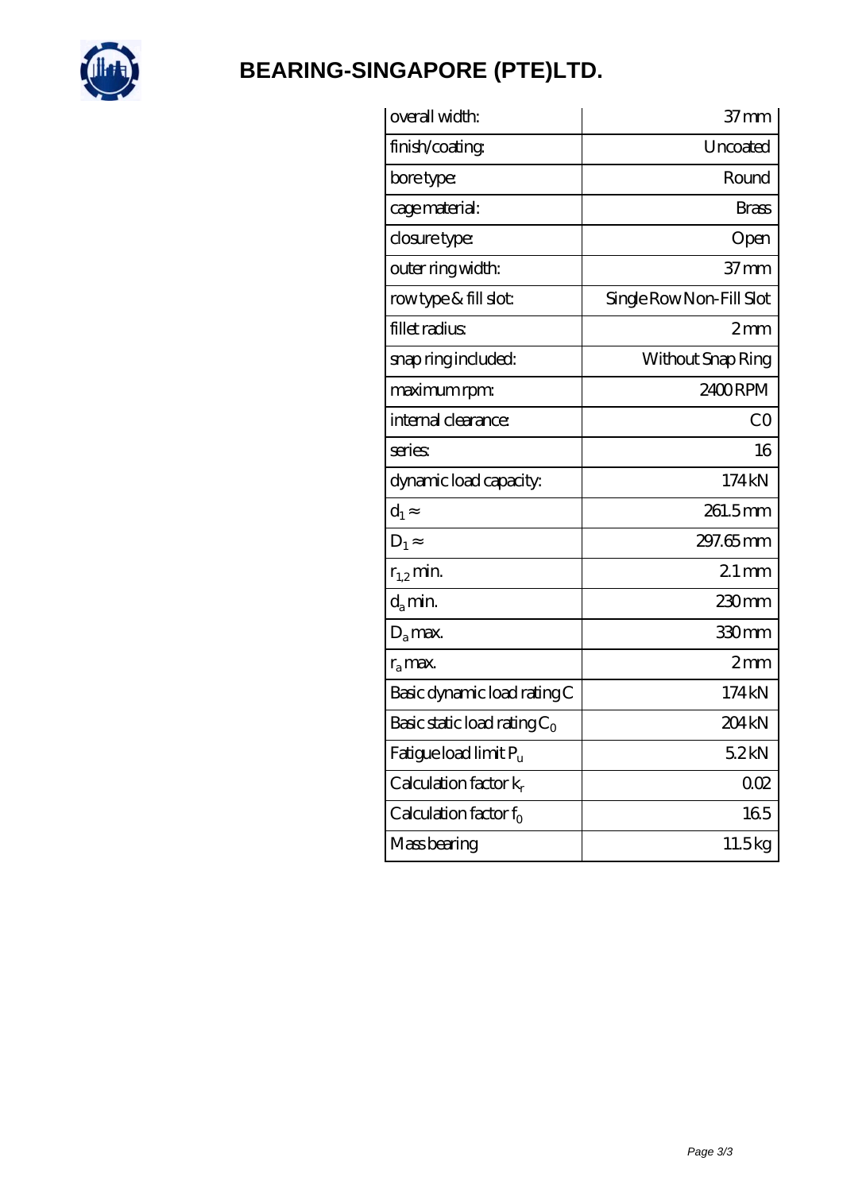# BEARING-SINGAPORE (PTE)LTD.

| | |
|---|---|
| overall width: | 37 mm |
| finish/coating: | Uncoated |
| bore type: | Round |
| cage material: | Brass |
| closure type: | Open |
| outer ring width: | 37 mm |
| row type & fill slot: | Single Row Non-Fill Slot |
| fillet radius: | 2 mm |
| snap ring included: | Without Snap Ring |
| maximum rpm: | 2400 RPM |
| internal clearance: | C0 |
| series: | 16 |
| dynamic load capacity: | 174 kN |
| $d_1 \approx$ | 261.5 mm |
| $D_1 \approx$ | 297.65 mm |
| $r_{1,2}$ min. | 2.1 mm |
| $d_a$ min. | 230 mm |
| $D_a$ max. | 330 mm |
| $r_a$ max. | 2 mm |
| Basic dynamic load rating C | 174 kN |
| Basic static load rating $C_0$ | 204 kN |
| Fatigue load limit $P_u$ | 5.2 kN |
| Calculation factor $k_r$ | 0.02 |
| Calculation factor $f_0$ | 16.5 |
| Mass bearing | 11.5 kg |